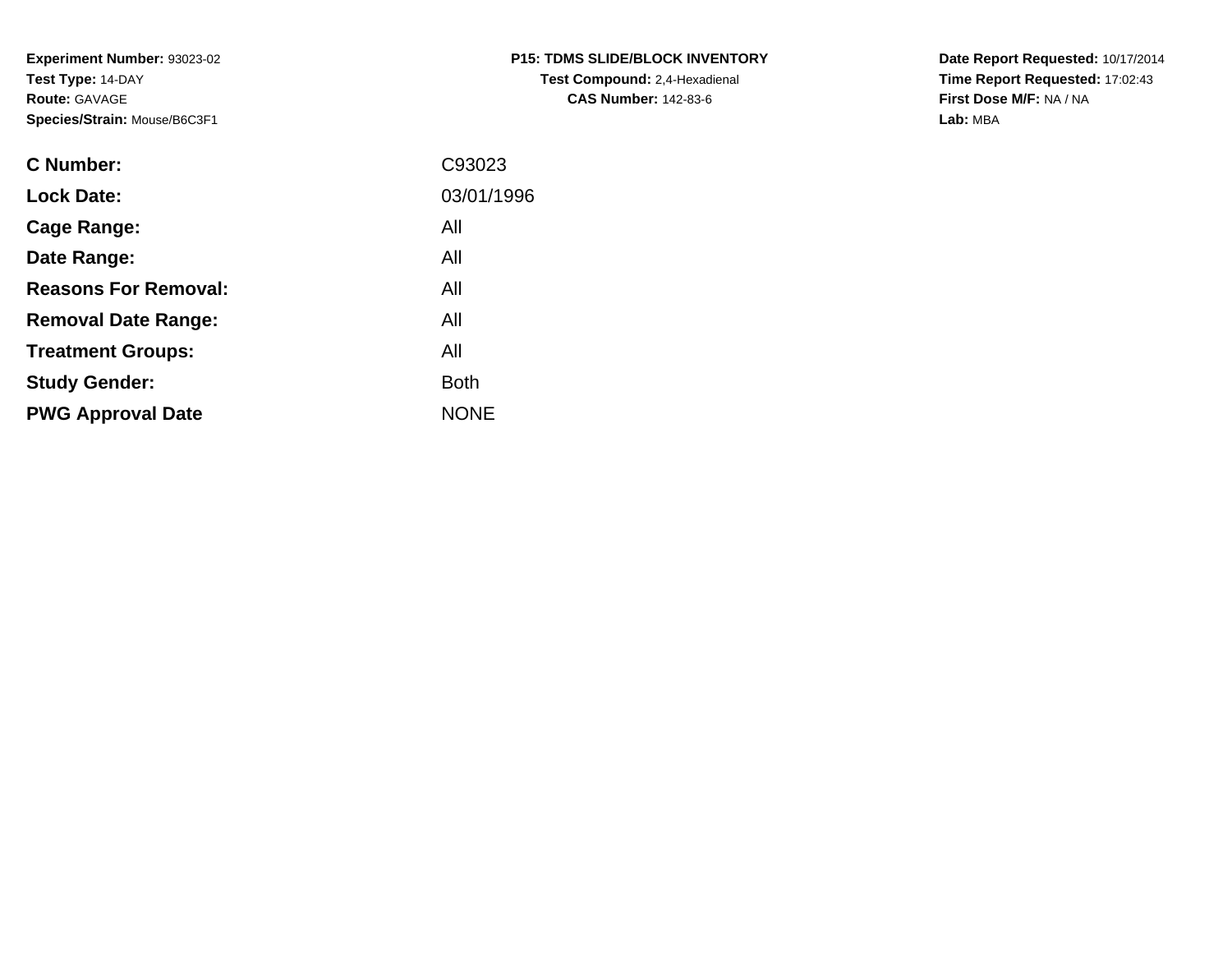**Experiment Number:** 93023-02
**Test Type:** 14-DAY
**Route:** GAVAGE
**Species/Strain:** Mouse/B6C3F1

**P15: TDMS SLIDE/BLOCK INVENTORY**
**Test Compound:** 2,4-Hexadienal
**CAS Number:** 142-83-6

**Date Report Requested:** 10/17/2014
**Time Report Requested:** 17:02:43
**First Dose M/F:** NA / NA
**Lab:** MBA

| | |
|---|---|
| **C Number:** | C93023 |
| **Lock Date:** | 03/01/1996 |
| **Cage Range:** | All |
| **Date Range:** | All |
| **Reasons For Removal:** | All |
| **Removal Date Range:** | All |
| **Treatment Groups:** | All |
| **Study Gender:** | Both |
| **PWG Approval Date** | NONE |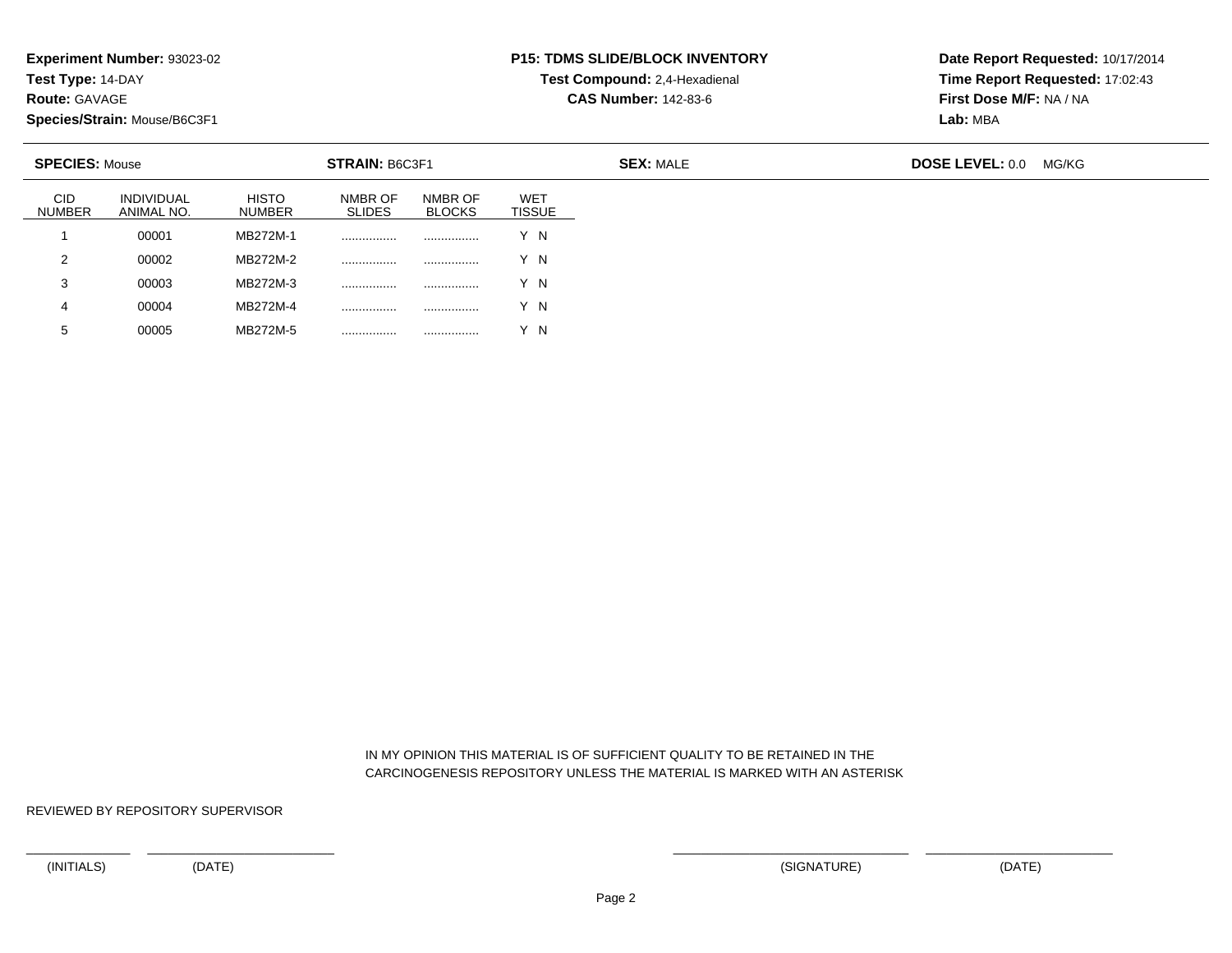**Experiment Number:** 93023-02
**Test Type:** 14-DAY
**Route:** GAVAGE
**Species/Strain:** Mouse/B6C3F1

**P15: TDMS SLIDE/BLOCK INVENTORY**
**Test Compound:** 2,4-Hexadienal
**CAS Number:** 142-83-6

**Date Report Requested:** 10/17/2014
**Time Report Requested:** 17:02:43
**First Dose M/F:** NA / NA
**Lab:** MBA

**SPECIES:** Mouse **STRAIN:** B6C3F1 **SEX:** MALE **DOSE LEVEL:** 0.0 MG/KG

| CID NUMBER | INDIVIDUAL ANIMAL NO. | HISTO NUMBER | NMBR OF SLIDES | NMBR OF BLOCKS | WET TISSUE |
|---|---|---|---|---|---|
| 1 | 00001 | MB272M-1 | ................ | ................ | Y N |
| 2 | 00002 | MB272M-2 | ................ | ................ | Y N |
| 3 | 00003 | MB272M-3 | ................ | ................ | Y N |
| 4 | 00004 | MB272M-4 | ................ | ................ | Y N |
| 5 | 00005 | MB272M-5 | ................ | ................ | Y N |

IN MY OPINION THIS MATERIAL IS OF SUFFICIENT QUALITY TO BE RETAINED IN THE CARCINOGENESIS REPOSITORY UNLESS THE MATERIAL IS MARKED WITH AN ASTERISK

REVIEWED BY REPOSITORY SUPERVISOR

_______________ _________________________ _________________________ _________________________

(INITIALS) (DATE) (SIGNATURE) (DATE)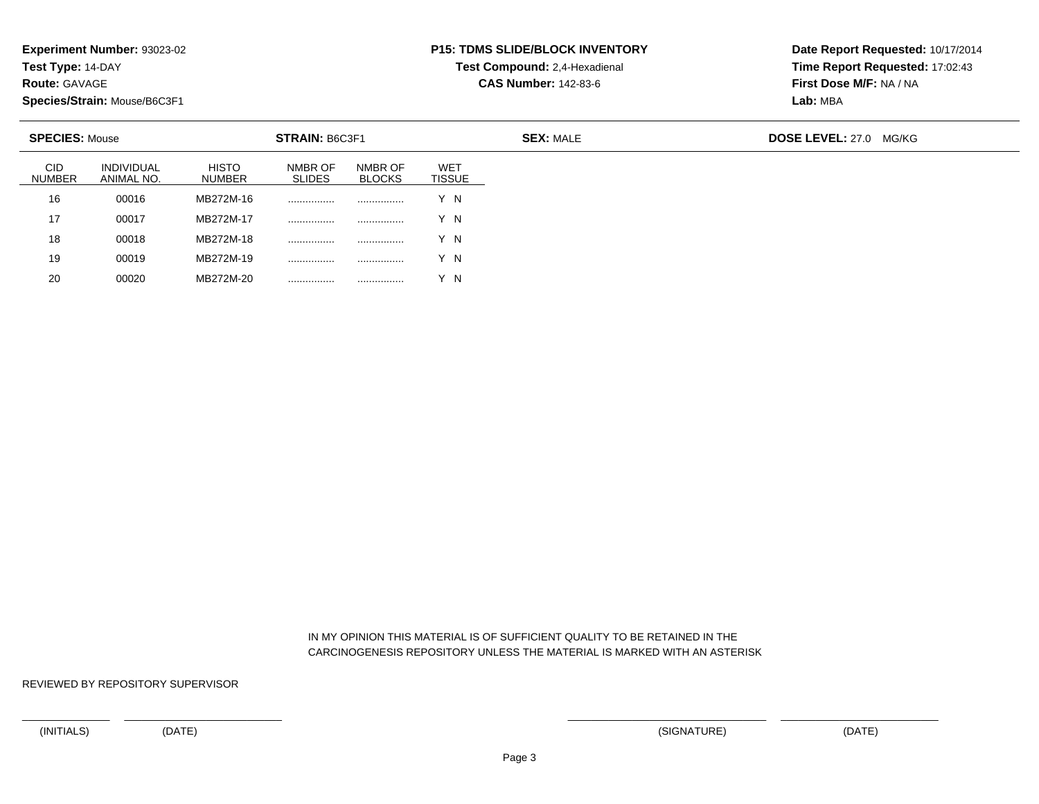**Experiment Number:** 93023-02
**Test Type:** 14-DAY
**Route:** GAVAGE
**Species/Strain:** Mouse/B6C3F1

**P15: TDMS SLIDE/BLOCK INVENTORY**
**Test Compound:** 2,4-Hexadienal
**CAS Number:** 142-83-6

**Date Report Requested:** 10/17/2014
**Time Report Requested:** 17:02:43
**First Dose M/F:** NA / NA
**Lab:** MBA

**SPECIES:** Mouse **STRAIN:** B6C3F1 **SEX:** MALE **DOSE LEVEL:** 27.0 MG/KG

| CID NUMBER | INDIVIDUAL ANIMAL NO. | HISTO NUMBER | NMBR OF SLIDES | NMBR OF BLOCKS | WET TISSUE |
|---|---|---|---|---|---|
| 16 | 00016 | MB272M-16 | ................ | ................ | Y N |
| 17 | 00017 | MB272M-17 | ................ | ................ | Y N |
| 18 | 00018 | MB272M-18 | ................ | ................ | Y N |
| 19 | 00019 | MB272M-19 | ................ | ................ | Y N |
| 20 | 00020 | MB272M-20 | ................ | ................ | Y N |

IN MY OPINION THIS MATERIAL IS OF SUFFICIENT QUALITY TO BE RETAINED IN THE CARCINOGENESIS REPOSITORY UNLESS THE MATERIAL IS MARKED WITH AN ASTERISK

REVIEWED BY REPOSITORY SUPERVISOR

(INITIALS) (DATE) (SIGNATURE) (DATE)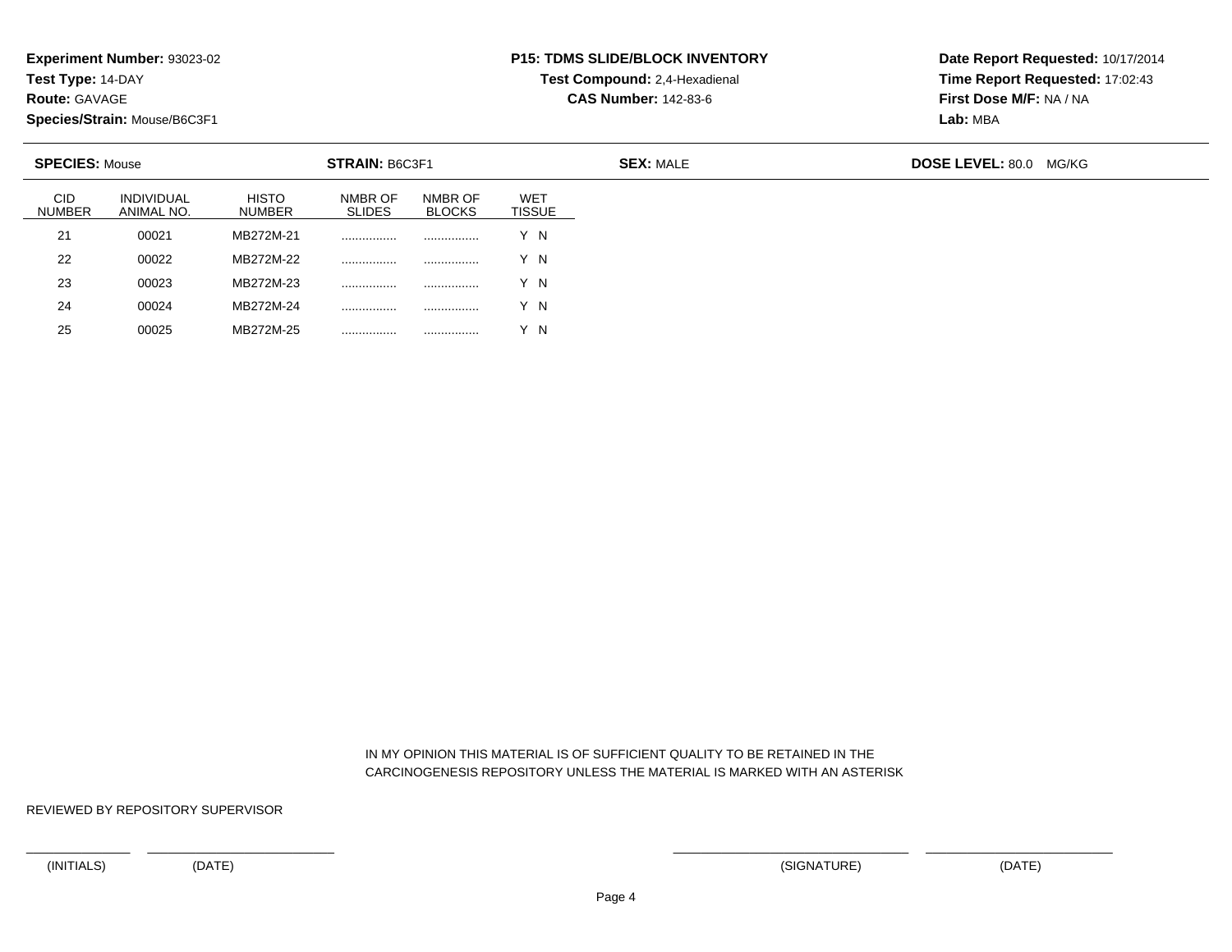**Experiment Number:** 93023-02
**Test Type:** 14-DAY
**Route:** GAVAGE
**Species/Strain:** Mouse/B6C3F1

**P15: TDMS SLIDE/BLOCK INVENTORY**
**Test Compound:** 2,4-Hexadienal
**CAS Number:** 142-83-6

**Date Report Requested:** 10/17/2014
**Time Report Requested:** 17:02:43
**First Dose M/F:** NA / NA
**Lab:** MBA

**SPECIES:** Mouse **STRAIN:** B6C3F1 **SEX:** MALE **DOSE LEVEL:** 80.0 MG/KG

| CID NUMBER | INDIVIDUAL ANIMAL NO. | HISTO NUMBER | NMBR OF SLIDES | NMBR OF BLOCKS | WET TISSUE |
|---|---|---|---|---|---|
| 21 | 00021 | MB272M-21 | ................ | ................ | Y N |
| 22 | 00022 | MB272M-22 | ................ | ................ | Y N |
| 23 | 00023 | MB272M-23 | ................ | ................ | Y N |
| 24 | 00024 | MB272M-24 | ................ | ................ | Y N |
| 25 | 00025 | MB272M-25 | ................ | ................ | Y N |

IN MY OPINION THIS MATERIAL IS OF SUFFICIENT QUALITY TO BE RETAINED IN THE CARCINOGENESIS REPOSITORY UNLESS THE MATERIAL IS MARKED WITH AN ASTERISK

REVIEWED BY REPOSITORY SUPERVISOR

(INITIALS) (DATE) (SIGNATURE) (DATE)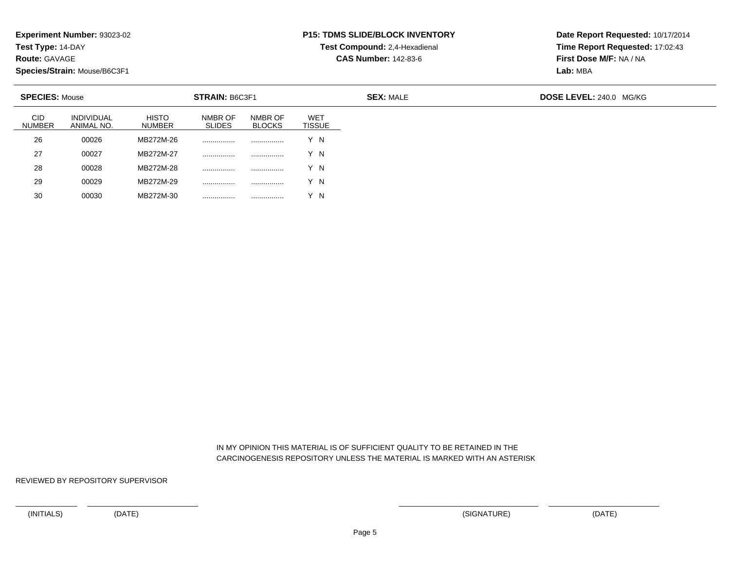**Experiment Number:** 93023-02
**Test Type:** 14-DAY
**Route:** GAVAGE
**Species/Strain:** Mouse/B6C3F1

**P15: TDMS SLIDE/BLOCK INVENTORY**
**Test Compound:** 2,4-Hexadienal
**CAS Number:** 142-83-6

**Date Report Requested:** 10/17/2014
**Time Report Requested:** 17:02:43
**First Dose M/F:** NA / NA
**Lab:** MBA

**SPECIES:** Mouse **STRAIN:** B6C3F1 **SEX:** MALE **DOSE LEVEL:** 240.0 MG/KG

| CID NUMBER | INDIVIDUAL ANIMAL NO. | HISTO NUMBER | NMBR OF SLIDES | NMBR OF BLOCKS | WET TISSUE |
|---|---|---|---|---|---|
| 26 | 00026 | MB272M-26 | ................ | ................ | Y N |
| 27 | 00027 | MB272M-27 | ................ | ................ | Y N |
| 28 | 00028 | MB272M-28 | ................ | ................ | Y N |
| 29 | 00029 | MB272M-29 | ................ | ................ | Y N |
| 30 | 00030 | MB272M-30 | ................ | ................ | Y N |

IN MY OPINION THIS MATERIAL IS OF SUFFICIENT QUALITY TO BE RETAINED IN THE CARCINOGENESIS REPOSITORY UNLESS THE MATERIAL IS MARKED WITH AN ASTERISK

REVIEWED BY REPOSITORY SUPERVISOR

(INITIALS) (DATE) (SIGNATURE) (DATE)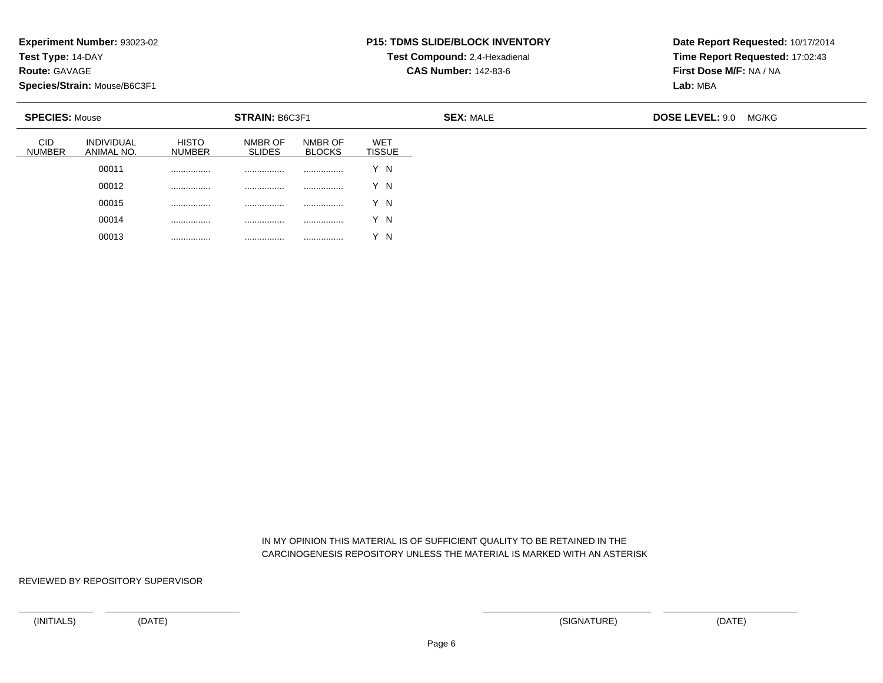**Experiment Number:** 93023-02
**Test Type:** 14-DAY
**Route:** GAVAGE
**Species/Strain:** Mouse/B6C3F1

**P15: TDMS SLIDE/BLOCK INVENTORY**
**Test Compound:** 2,4-Hexadienal
**CAS Number:** 142-83-6

**Date Report Requested:** 10/17/2014
**Time Report Requested:** 17:02:43
**First Dose M/F:** NA / NA
**Lab:** MBA

**SPECIES:** Mouse **STRAIN:** B6C3F1 **SEX:** MALE **DOSE LEVEL:** 9.0 MG/KG

| CID NUMBER | INDIVIDUAL ANIMAL NO. | HISTO NUMBER | NMBR OF SLIDES | NMBR OF BLOCKS | WET TISSUE |
|---|---|---|---|---|---|
| | 00011 | ................ | ................ | ................ | Y N |
| | 00012 | ................ | ................ | ................ | Y N |
| | 00015 | ................ | ................ | ................ | Y N |
| | 00014 | ................ | ................ | ................ | Y N |
| | 00013 | ................ | ................ | ................ | Y N |

IN MY OPINION THIS MATERIAL IS OF SUFFICIENT QUALITY TO BE RETAINED IN THE CARCINOGENESIS REPOSITORY UNLESS THE MATERIAL IS MARKED WITH AN ASTERISK

REVIEWED BY REPOSITORY SUPERVISOR

\_\_\_\_\_\_\_\_\_\_\_\_ \_\_\_\_\_\_\_\_\_\_\_\_\_\_\_\_\_\_\_\_ \_\_\_\_\_\_\_\_\_\_\_\_\_\_\_\_\_\_\_\_\_\_\_\_ \_\_\_\_\_\_\_\_\_\_\_\_\_\_\_\_\_\_\_\_

(INITIALS) (DATE) (SIGNATURE) (DATE)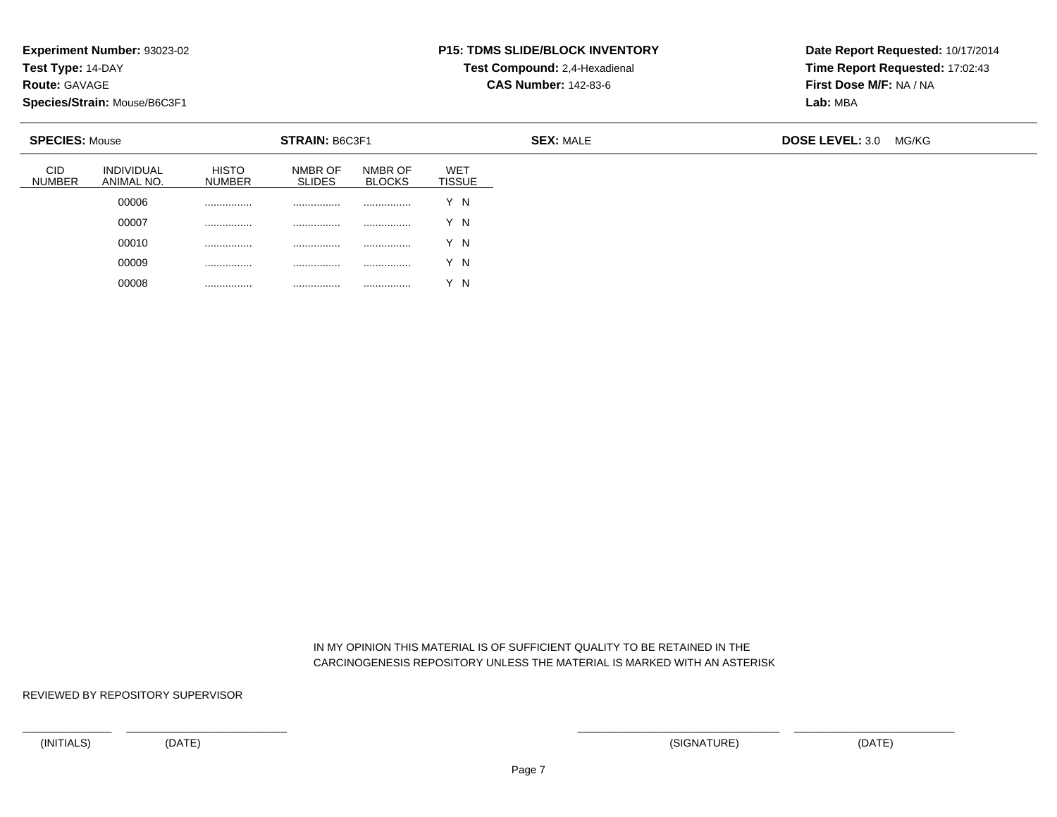**Experiment Number:** 93023-02
**Test Type:** 14-DAY
**Route:** GAVAGE
**Species/Strain:** Mouse/B6C3F1

**P15: TDMS SLIDE/BLOCK INVENTORY**
**Test Compound:** 2,4-Hexadienal
**CAS Number:** 142-83-6

**Date Report Requested:** 10/17/2014
**Time Report Requested:** 17:02:43
**First Dose M/F:** NA / NA
**Lab:** MBA

**SPECIES:** Mouse | **STRAIN:** B6C3F1 | **SEX:** MALE | **DOSE LEVEL:** 3.0 MG/KG

| CID NUMBER | INDIVIDUAL ANIMAL NO. | HISTO NUMBER | NMBR OF SLIDES | NMBR OF BLOCKS | WET TISSUE |
|---|---|---|---|---|---|
| | 00006 | ................ | ................ | ................ | Y N |
| | 00007 | ................ | ................ | ................ | Y N |
| | 00010 | ................ | ................ | ................ | Y N |
| | 00009 | ................ | ................ | ................ | Y N |
| | 00008 | ................ | ................ | ................ | Y N |

IN MY OPINION THIS MATERIAL IS OF SUFFICIENT QUALITY TO BE RETAINED IN THE CARCINOGENESIS REPOSITORY UNLESS THE MATERIAL IS MARKED WITH AN ASTERISK

REVIEWED BY REPOSITORY SUPERVISOR

(INITIALS) (DATE) (SIGNATURE) (DATE)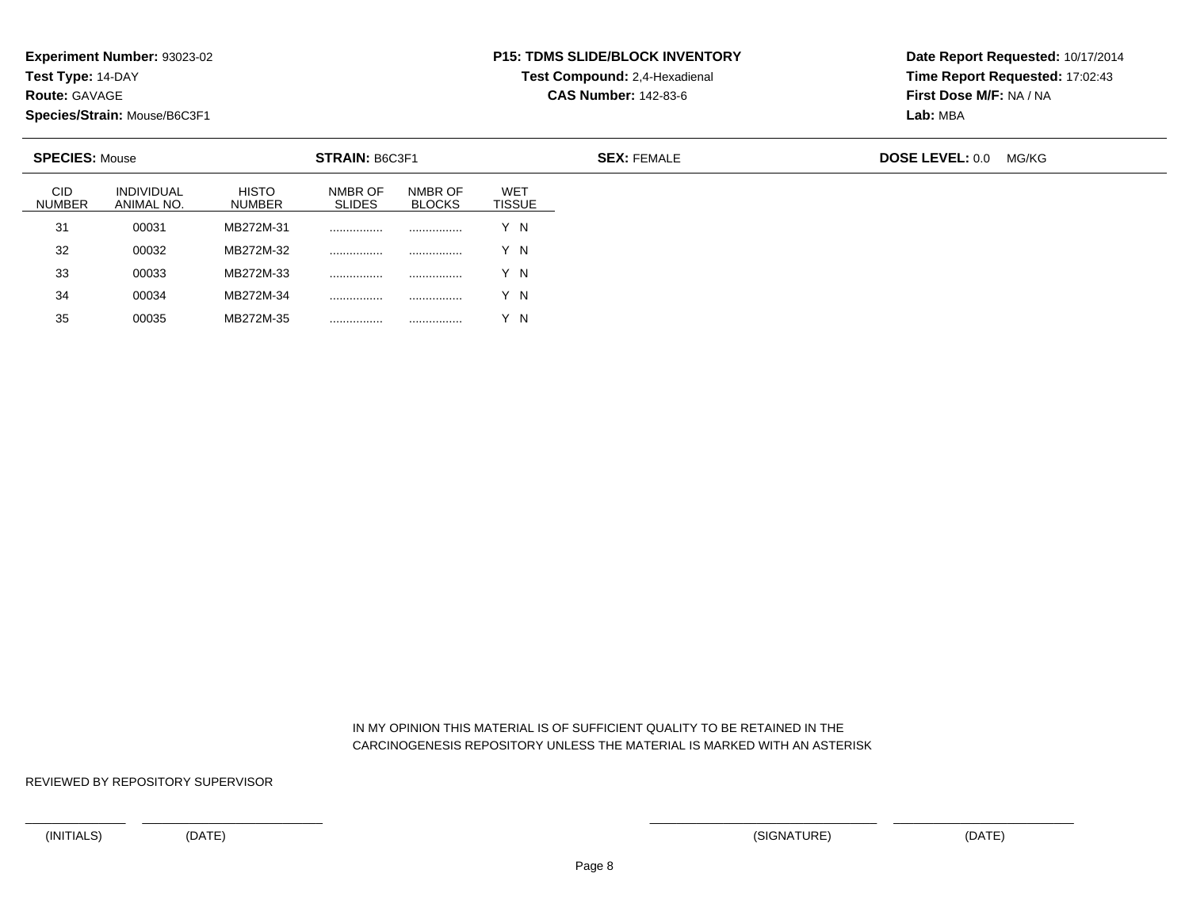**Experiment Number:** 93023-02
**Test Type:** 14-DAY
**Route:** GAVAGE
**Species/Strain:** Mouse/B6C3F1

**P15: TDMS SLIDE/BLOCK INVENTORY**
**Test Compound:** 2,4-Hexadienal
**CAS Number:** 142-83-6

**Date Report Requested:** 10/17/2014
**Time Report Requested:** 17:02:43
**First Dose M/F:** NA / NA
**Lab:** MBA

**SPECIES:** Mouse **STRAIN:** B6C3F1 **SEX:** FEMALE **DOSE LEVEL:** 0.0 MG/KG

| CID NUMBER | INDIVIDUAL ANIMAL NO. | HISTO NUMBER | NMBR OF SLIDES | NMBR OF BLOCKS | WET TISSUE |
|---|---|---|---|---|---|
| 31 | 00031 | MB272M-31 | ................ | ................ | Y N |
| 32 | 00032 | MB272M-32 | ................ | ................ | Y N |
| 33 | 00033 | MB272M-33 | ................ | ................ | Y N |
| 34 | 00034 | MB272M-34 | ................ | ................ | Y N |
| 35 | 00035 | MB272M-35 | ................ | ................ | Y N |

IN MY OPINION THIS MATERIAL IS OF SUFFICIENT QUALITY TO BE RETAINED IN THE CARCINOGENESIS REPOSITORY UNLESS THE MATERIAL IS MARKED WITH AN ASTERISK

REVIEWED BY REPOSITORY SUPERVISOR

(INITIALS) (DATE) (SIGNATURE) (DATE)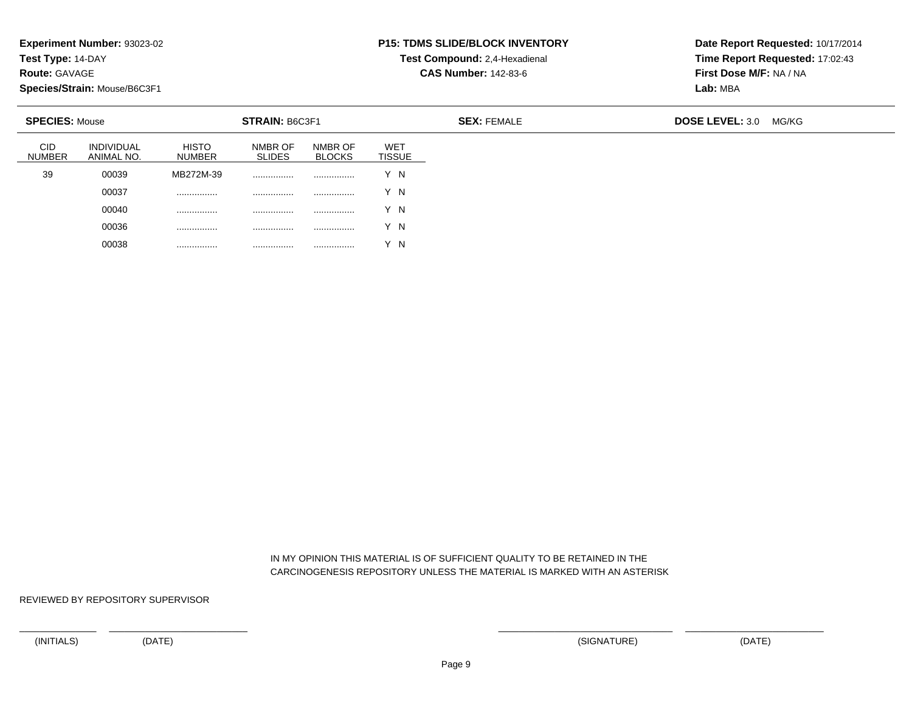**Experiment Number:** 93023-02
**Test Type:** 14-DAY
**Route:** GAVAGE
**Species/Strain:** Mouse/B6C3F1

**P15: TDMS SLIDE/BLOCK INVENTORY**
**Test Compound:** 2,4-Hexadienal
**CAS Number:** 142-83-6

**Date Report Requested:** 10/17/2014
**Time Report Requested:** 17:02:43
**First Dose M/F:** NA / NA
**Lab:** MBA

**SPECIES:** Mouse **STRAIN:** B6C3F1 **SEX:** FEMALE **DOSE LEVEL:** 3.0 MG/KG

| CID NUMBER | INDIVIDUAL ANIMAL NO. | HISTO NUMBER | NMBR OF SLIDES | NMBR OF BLOCKS | WET TISSUE |
|---|---|---|---|---|---|
| 39 | 00039 | MB272M-39 | ................ | ................ | Y N |
| | 00037 | ................ | ................ | ................ | Y N |
| | 00040 | ................ | ................ | ................ | Y N |
| | 00036 | ................ | ................ | ................ | Y N |
| | 00038 | ................ | ................ | ................ | Y N |

IN MY OPINION THIS MATERIAL IS OF SUFFICIENT QUALITY TO BE RETAINED IN THE CARCINOGENESIS REPOSITORY UNLESS THE MATERIAL IS MARKED WITH AN ASTERISK

REVIEWED BY REPOSITORY SUPERVISOR

(INITIALS) (DATE) (SIGNATURE) (DATE)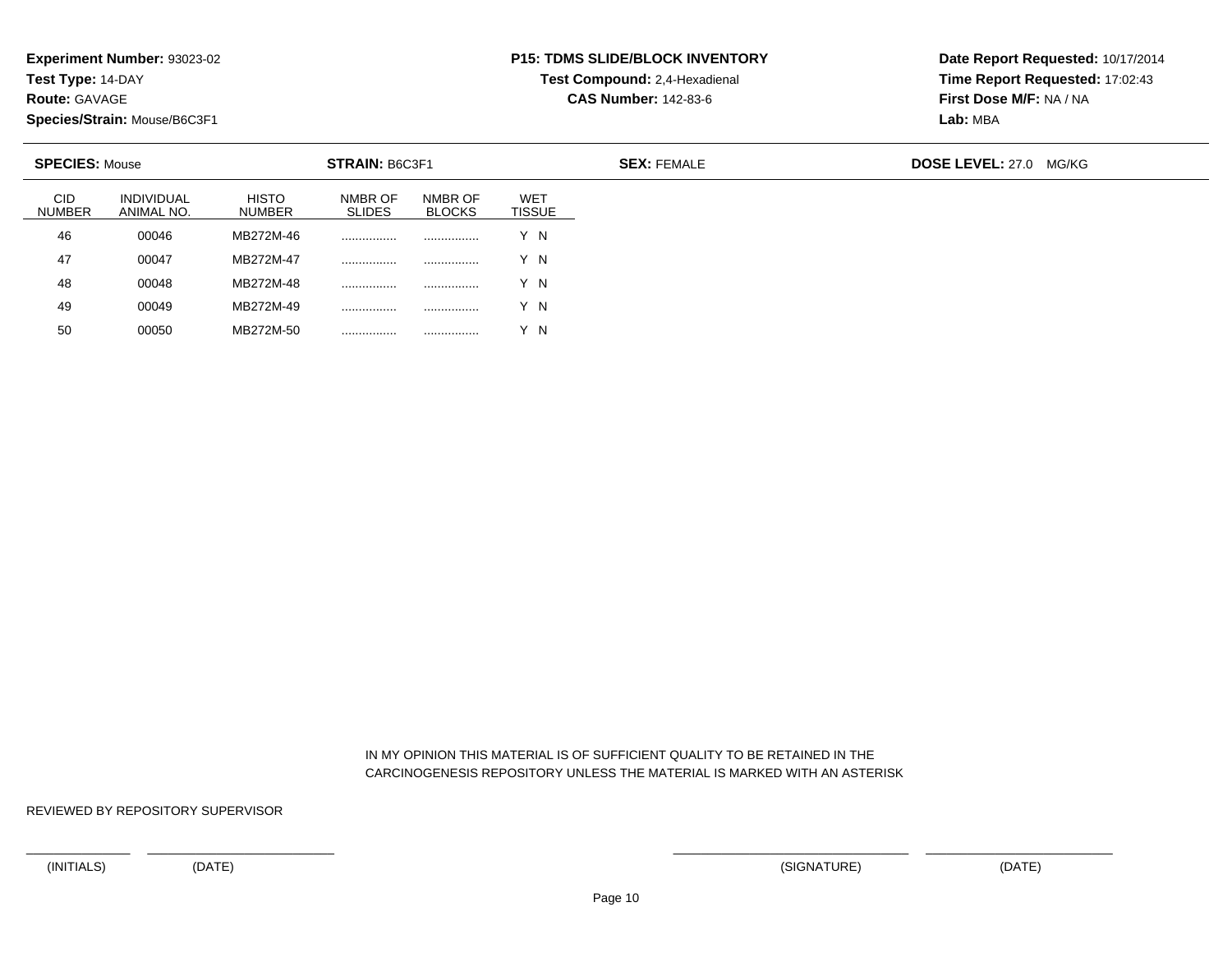**Experiment Number:** 93023-02
**Test Type:** 14-DAY
**Route:** GAVAGE
**Species/Strain:** Mouse/B6C3F1

**P15: TDMS SLIDE/BLOCK INVENTORY**
**Test Compound:** 2,4-Hexadienal
**CAS Number:** 142-83-6

**Date Report Requested:** 10/17/2014
**Time Report Requested:** 17:02:43
**First Dose M/F:** NA / NA
**Lab:** MBA

**SPECIES:** Mouse **STRAIN:** B6C3F1 **SEX:** FEMALE **DOSE LEVEL:** 27.0 MG/KG

| CID NUMBER | INDIVIDUAL ANIMAL NO. | HISTO NUMBER | NMBR OF SLIDES | NMBR OF BLOCKS | WET TISSUE |
|---|---|---|---|---|---|
| 46 | 00046 | MB272M-46 | ................ | ................ | Y N |
| 47 | 00047 | MB272M-47 | ................ | ................ | Y N |
| 48 | 00048 | MB272M-48 | ................ | ................ | Y N |
| 49 | 00049 | MB272M-49 | ................ | ................ | Y N |
| 50 | 00050 | MB272M-50 | ................ | ................ | Y N |

IN MY OPINION THIS MATERIAL IS OF SUFFICIENT QUALITY TO BE RETAINED IN THE CARCINOGENESIS REPOSITORY UNLESS THE MATERIAL IS MARKED WITH AN ASTERISK

REVIEWED BY REPOSITORY SUPERVISOR

(INITIALS) (DATE) (SIGNATURE) (DATE)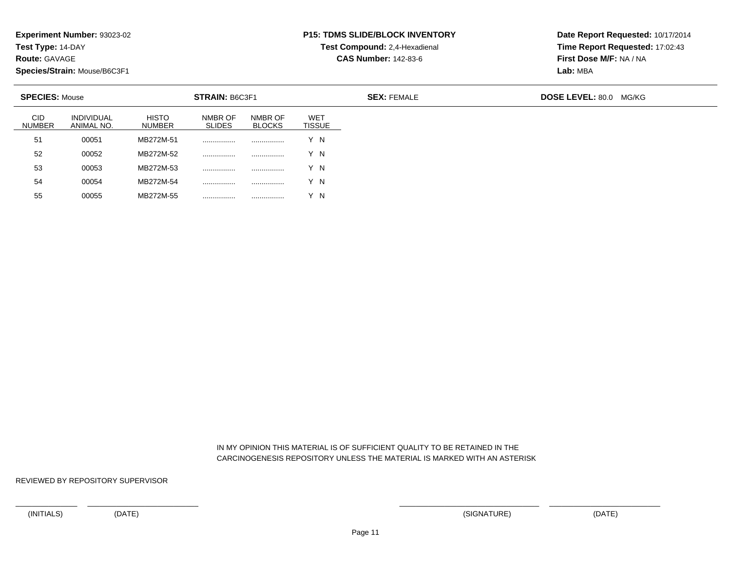**Experiment Number:** 93023-02
**Test Type:** 14-DAY
**Route:** GAVAGE
**Species/Strain:** Mouse/B6C3F1

**P15: TDMS SLIDE/BLOCK INVENTORY**
**Test Compound:** 2,4-Hexadienal
**CAS Number:** 142-83-6

**Date Report Requested:** 10/17/2014
**Time Report Requested:** 17:02:43
**First Dose M/F:** NA / NA
**Lab:** MBA

**SPECIES:** Mouse **STRAIN:** B6C3F1 **SEX:** FEMALE **DOSE LEVEL:** 80.0 MG/KG

| CID NUMBER | INDIVIDUAL ANIMAL NO. | HISTO NUMBER | NMBR OF SLIDES | NMBR OF BLOCKS | WET TISSUE |
|---|---|---|---|---|---|
| 51 | 00051 | MB272M-51 | ................ | ................ | Y N |
| 52 | 00052 | MB272M-52 | ................ | ................ | Y N |
| 53 | 00053 | MB272M-53 | ................ | ................ | Y N |
| 54 | 00054 | MB272M-54 | ................ | ................ | Y N |
| 55 | 00055 | MB272M-55 | ................ | ................ | Y N |

IN MY OPINION THIS MATERIAL IS OF SUFFICIENT QUALITY TO BE RETAINED IN THE CARCINOGENESIS REPOSITORY UNLESS THE MATERIAL IS MARKED WITH AN ASTERISK

REVIEWED BY REPOSITORY SUPERVISOR

_______________ _______________ _______________ _______________
(INITIALS) (DATE) (SIGNATURE) (DATE)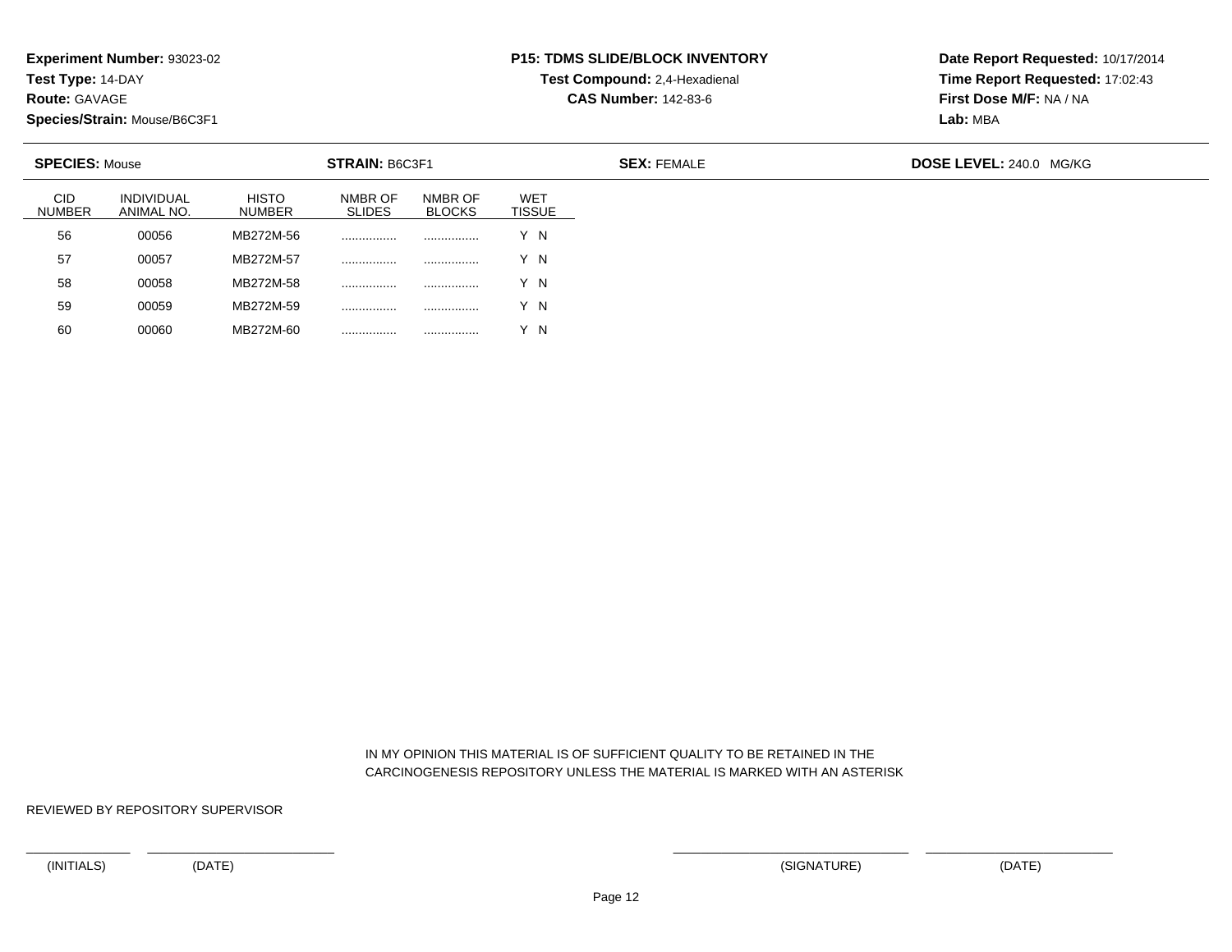**Experiment Number:** 93023-02
**Test Type:** 14-DAY
**Route:** GAVAGE
**Species/Strain:** Mouse/B6C3F1

**P15: TDMS SLIDE/BLOCK INVENTORY**
**Test Compound:** 2,4-Hexadienal
**CAS Number:** 142-83-6

**Date Report Requested:** 10/17/2014
**Time Report Requested:** 17:02:43
**First Dose M/F:** NA / NA
**Lab:** MBA

**SPECIES:** Mouse **STRAIN:** B6C3F1 **SEX:** FEMALE **DOSE LEVEL:** 240.0 MG/KG

| CID NUMBER | INDIVIDUAL ANIMAL NO. | HISTO NUMBER | NMBR OF SLIDES | NMBR OF BLOCKS | WET TISSUE |
|---|---|---|---|---|---|
| 56 | 00056 | MB272M-56 | ................ | ................ | Y N |
| 57 | 00057 | MB272M-57 | ................ | ................ | Y N |
| 58 | 00058 | MB272M-58 | ................ | ................ | Y N |
| 59 | 00059 | MB272M-59 | ................ | ................ | Y N |
| 60 | 00060 | MB272M-60 | ................ | ................ | Y N |

IN MY OPINION THIS MATERIAL IS OF SUFFICIENT QUALITY TO BE RETAINED IN THE CARCINOGENESIS REPOSITORY UNLESS THE MATERIAL IS MARKED WITH AN ASTERISK

REVIEWED BY REPOSITORY SUPERVISOR

(INITIALS) (DATE) (SIGNATURE) (DATE)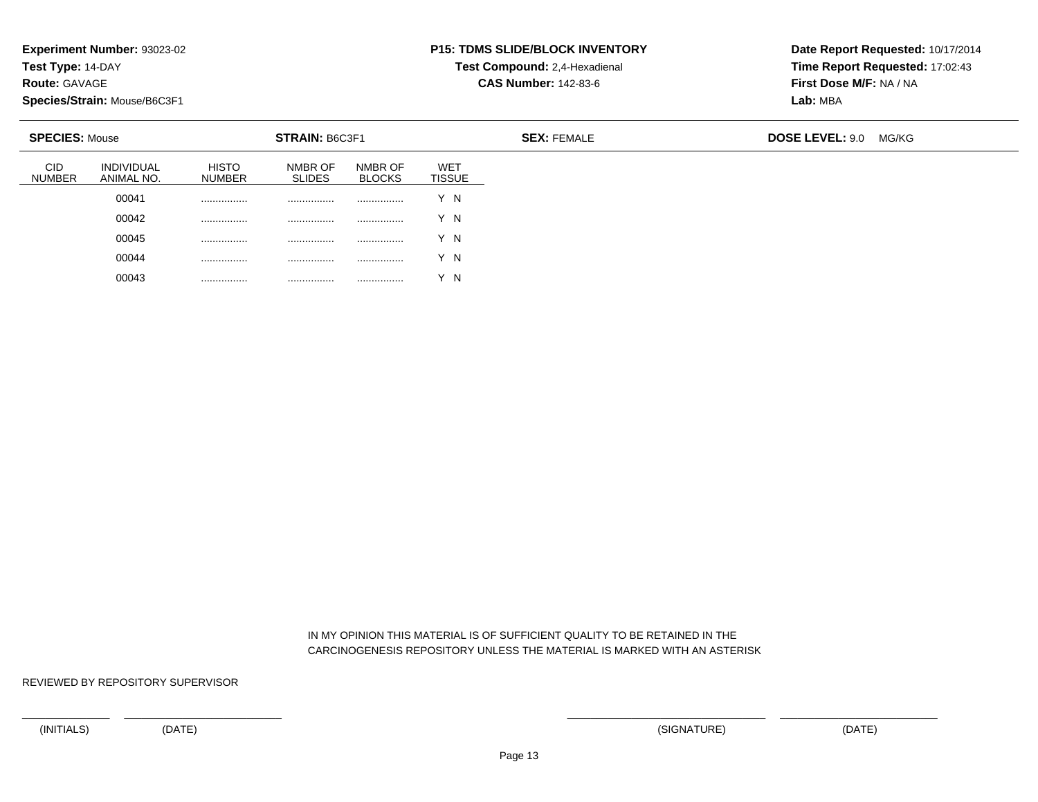**Experiment Number:** 93023-02
**Test Type:** 14-DAY
**Route:** GAVAGE
**Species/Strain:** Mouse/B6C3F1

**P15: TDMS SLIDE/BLOCK INVENTORY**
**Test Compound:** 2,4-Hexadienal
**CAS Number:** 142-83-6

**Date Report Requested:** 10/17/2014
**Time Report Requested:** 17:02:43
**First Dose M/F:** NA / NA
**Lab:** MBA

**SPECIES:** Mouse **STRAIN:** B6C3F1 **SEX:** FEMALE **DOSE LEVEL:** 9.0 MG/KG

| CID NUMBER | INDIVIDUAL ANIMAL NO. | HISTO NUMBER | NMBR OF SLIDES | NMBR OF BLOCKS | WET TISSUE |
|---|---|---|---|---|---|
| | 00041 | ................ | ................ | ................ | Y N |
| | 00042 | ................ | ................ | ................ | Y N |
| | 00045 | ................ | ................ | ................ | Y N |
| | 00044 | ................ | ................ | ................ | Y N |
| | 00043 | ................ | ................ | ................ | Y N |

IN MY OPINION THIS MATERIAL IS OF SUFFICIENT QUALITY TO BE RETAINED IN THE CARCINOGENESIS REPOSITORY UNLESS THE MATERIAL IS MARKED WITH AN ASTERISK

REVIEWED BY REPOSITORY SUPERVISOR

(INITIALS) (DATE) (SIGNATURE) (DATE)